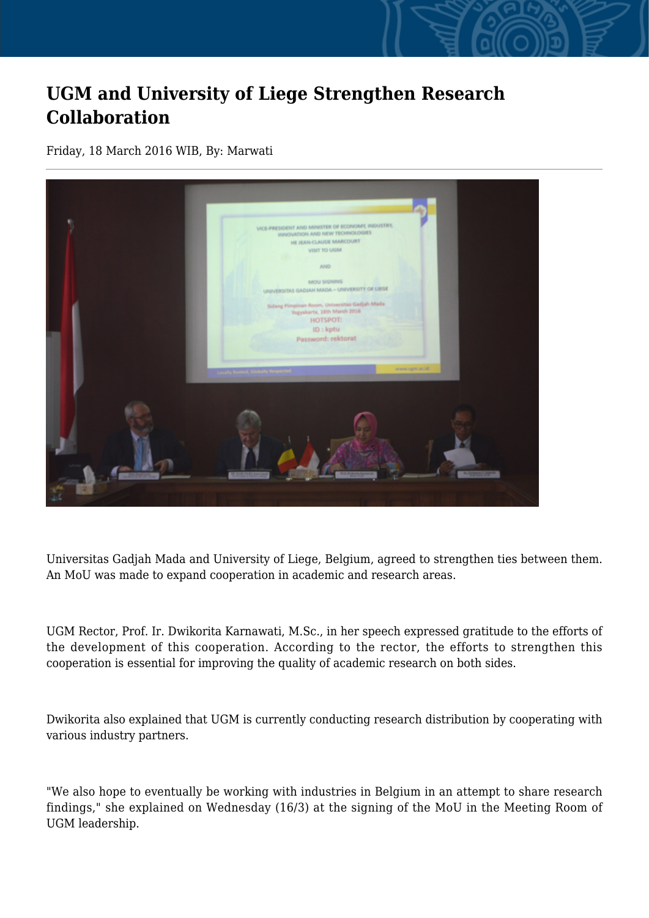# UGM and University of Liege Strengthen Research Collaboration

Friday, 18 March 2016 WIB, By: Marwati

Universitas Gadjah Mada and University of Liege, Belgium, agreed to strengthen ties between them. An MoU was made to expand cooperation in academic and research areas.

UGM Rector, Prof. Ir. Dwikorita Karnawati, M.Sc., in her speech expressed gratitude to the efforts of the development of this cooperation. According to the rector, the efforts to strengthen this cooperation is essential for improving the quality of academic research on both sides.

Dwikorita also explained that UGM is currently conducting research distribution by cooperating with various industry partners.

"We also hope to eventually be working with industries in Belgium in an attempt to share research findings," she explained on Wednesday (16/3) at the signing of the MoU in the Meeting Room of UGM leadership.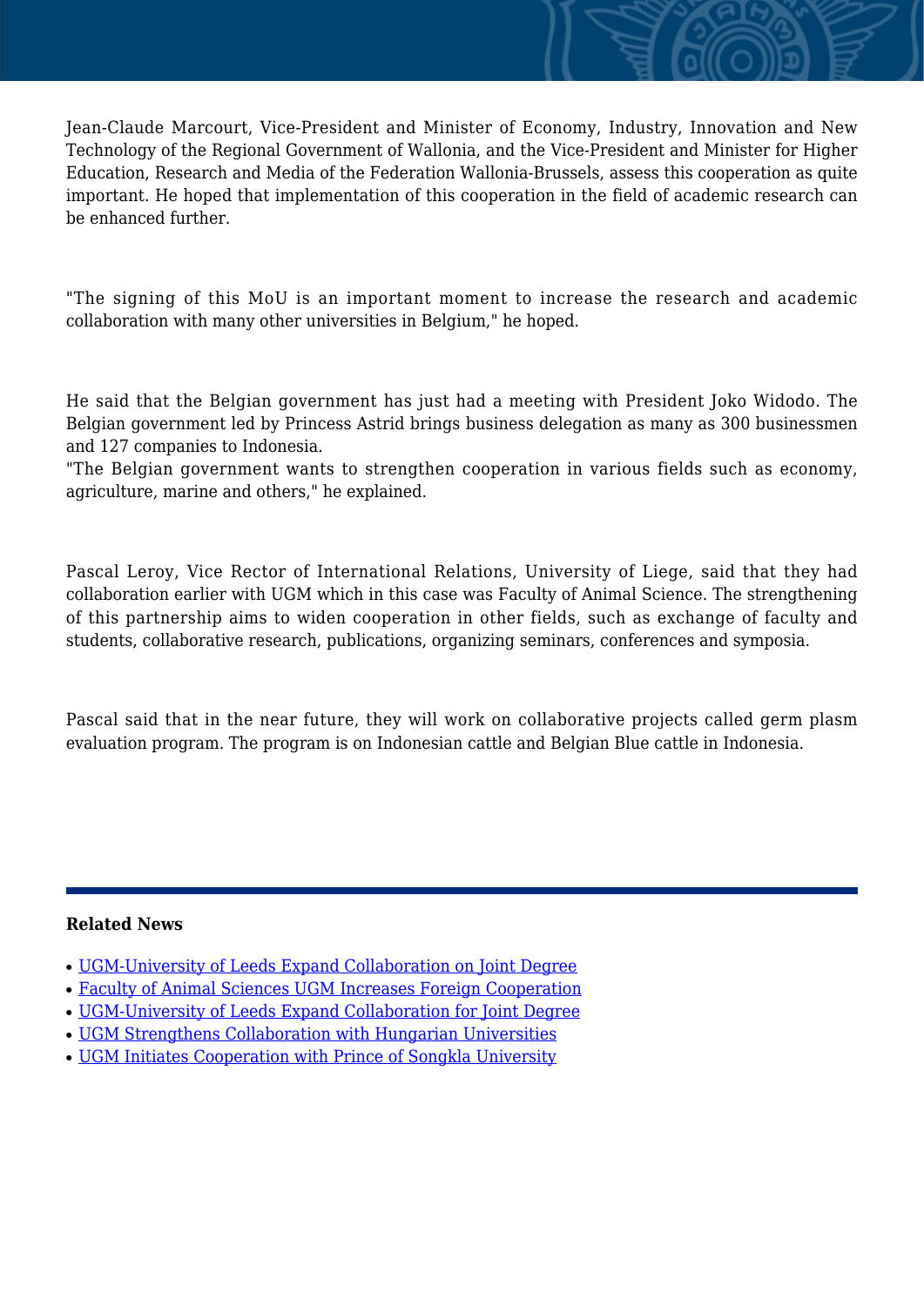Jean-Claude Marcourt, Vice-President and Minister of Economy, Industry, Innovation and New Technology of the Regional Government of Wallonia, and the Vice-President and Minister for Higher Education, Research and Media of the Federation Wallonia-Brussels, assess this cooperation as quite important. He hoped that implementation of this cooperation in the field of academic research can be enhanced further.

"The signing of this MoU is an important moment to increase the research and academic collaboration with many other universities in Belgium," he hoped.

He said that the Belgian government has just had a meeting with President Joko Widodo. The Belgian government led by Princess Astrid brings business delegation as many as 300 businessmen and 127 companies to Indonesia.
"The Belgian government wants to strengthen cooperation in various fields such as economy, agriculture, marine and others," he explained.

Pascal Leroy, Vice Rector of International Relations, University of Liege, said that they had collaboration earlier with UGM which in this case was Faculty of Animal Science. The strengthening of this partnership aims to widen cooperation in other fields, such as exchange of faculty and students, collaborative research, publications, organizing seminars, conferences and symposia.

Pascal said that in the near future, they will work on collaborative projects called germ plasm evaluation program. The program is on Indonesian cattle and Belgian Blue cattle in Indonesia.

**Related News**

- UGM-University of Leeds Expand Collaboration on Joint Degree
- Faculty of Animal Sciences UGM Increases Foreign Cooperation
- UGM-University of Leeds Expand Collaboration for Joint Degree
- UGM Strengthens Collaboration with Hungarian Universities
- UGM Initiates Cooperation with Prince of Songkla University